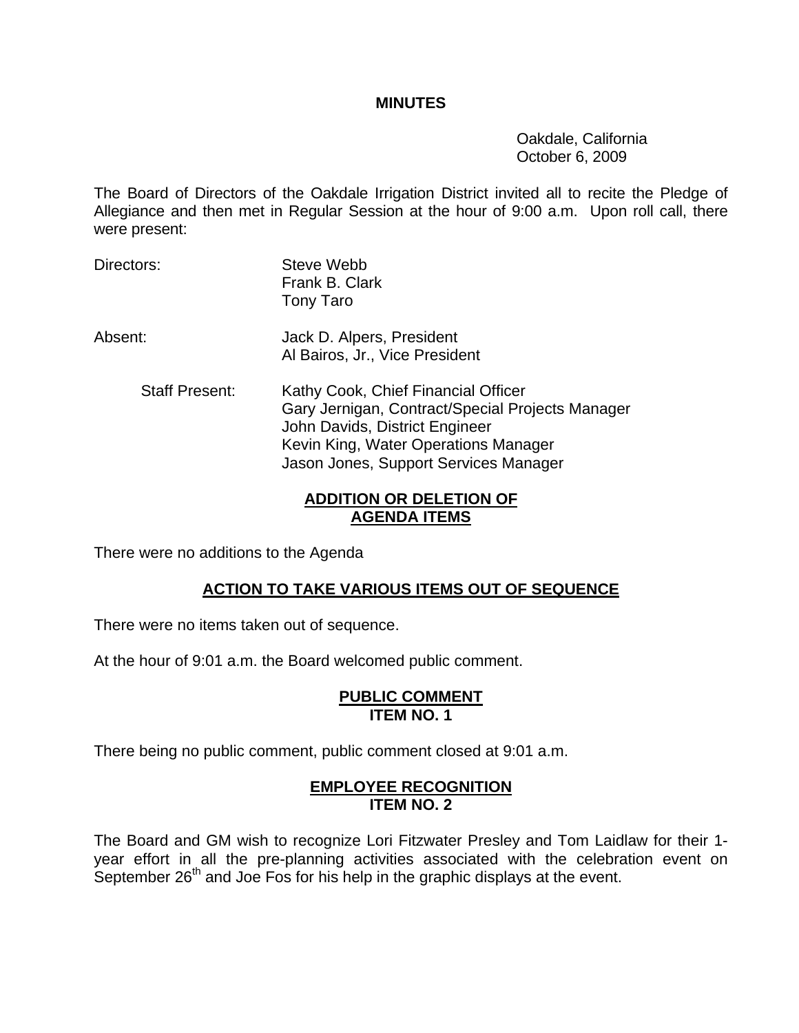# MINUTES

Oakdale, California
October 6, 2009

The Board of Directors of the Oakdale Irrigation District invited all to recite the Pledge of Allegiance and then met in Regular Session at the hour of 9:00 a.m. Upon roll call, there were present:

Directors: Steve Webb
Frank B. Clark
Tony Taro

Absent: Jack D. Alpers, President
Al Bairos, Jr., Vice President

Staff Present: Kathy Cook, Chief Financial Officer
Gary Jernigan, Contract/Special Projects Manager
John Davids, District Engineer
Kevin King, Water Operations Manager
Jason Jones, Support Services Manager

## ADDITION OR DELETION OF AGENDA ITEMS

There were no additions to the Agenda

## ACTION TO TAKE VARIOUS ITEMS OUT OF SEQUENCE

There were no items taken out of sequence.

At the hour of 9:01 a.m. the Board welcomed public comment.

## PUBLIC COMMENT ITEM NO. 1

There being no public comment, public comment closed at 9:01 a.m.

## EMPLOYEE RECOGNITION ITEM NO. 2

The Board and GM wish to recognize Lori Fitzwater Presley and Tom Laidlaw for their 1-year effort in all the pre-planning activities associated with the celebration event on September 26th and Joe Fos for his help in the graphic displays at the event.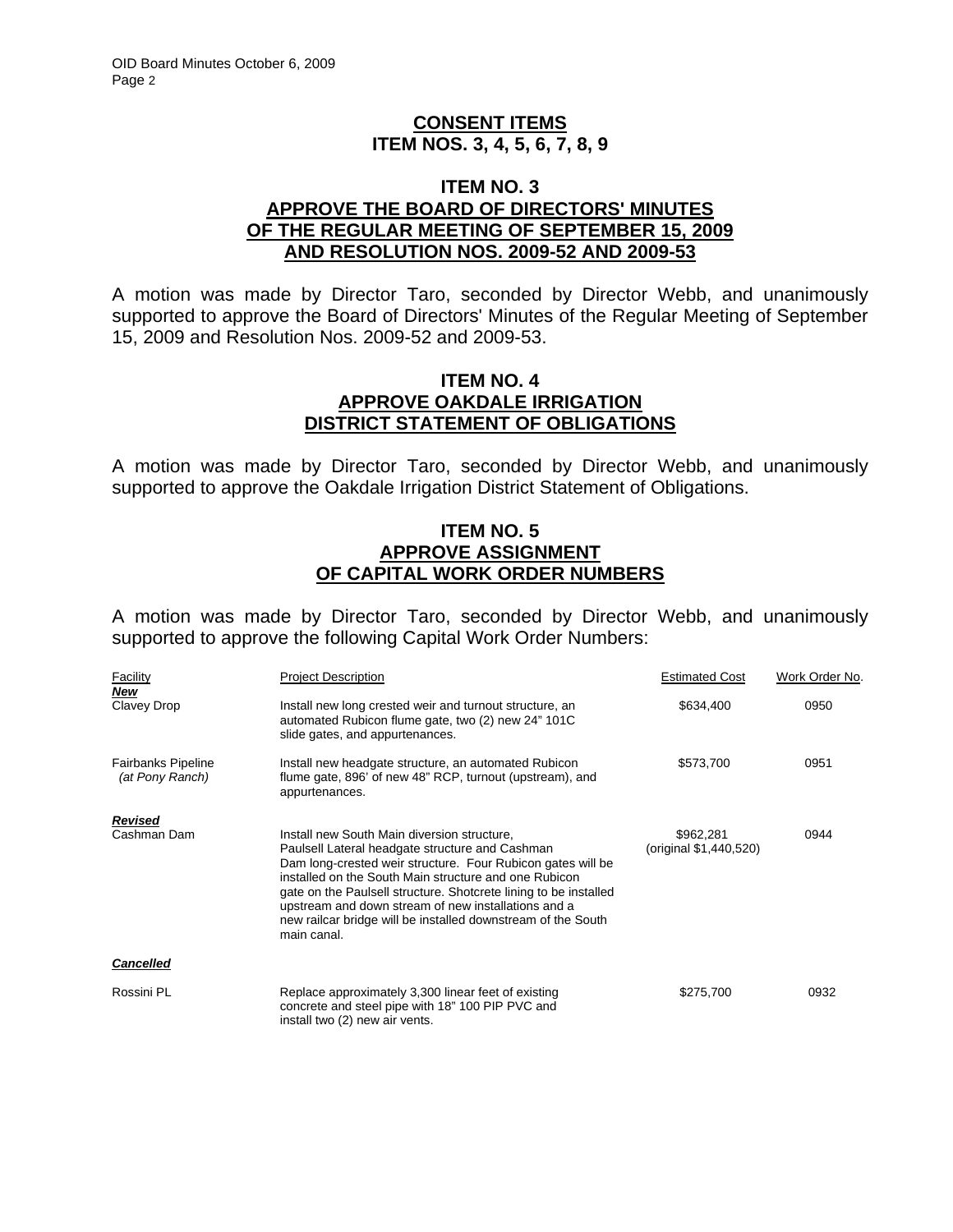## CONSENT ITEMS
## ITEM NOS. 3, 4, 5, 6, 7, 8, 9

### ITEM NO. 3
### APPROVE THE BOARD OF DIRECTORS' MINUTES OF THE REGULAR MEETING OF SEPTEMBER 15, 2009 AND RESOLUTION NOS. 2009-52 AND 2009-53

A motion was made by Director Taro, seconded by Director Webb, and unanimously supported to approve the Board of Directors' Minutes of the Regular Meeting of September 15, 2009 and Resolution Nos. 2009-52 and 2009-53.

### ITEM NO. 4
### APPROVE OAKDALE IRRIGATION DISTRICT STATEMENT OF OBLIGATIONS

A motion was made by Director Taro, seconded by Director Webb, and unanimously supported to approve the Oakdale Irrigation District Statement of Obligations.

### ITEM NO. 5
### APPROVE ASSIGNMENT OF CAPITAL WORK ORDER NUMBERS

A motion was made by Director Taro, seconded by Director Webb, and unanimously supported to approve the following Capital Work Order Numbers:

| Facility | Project Description | Estimated Cost | Work Order No. |
|---|---|---|---|
| ***New*** | | | |
| Clavey Drop | Install new long crested weir and turnout structure, an automated Rubicon flume gate, two (2) new 24" 101C slide gates, and appurtenances. | \$634,400 | 0950 |
| Fairbanks Pipeline *(at Pony Ranch)* | Install new headgate structure, an automated Rubicon flume gate, 896' of new 48" RCP, turnout (upstream), and appurtenances. | \$573,700 | 0951 |
| ***Revised*** | | | |
| Cashman Dam | Install new South Main diversion structure, Paulsell Lateral headgate structure and Cashman Dam long-crested weir structure. Four Rubicon gates will be installed on the South Main structure and one Rubicon gate on the Paulsell structure. Shotcrete lining to be installed upstream and down stream of new installations and a new railcar bridge will be installed downstream of the South main canal. | \$962,281 (original \$1,440,520) | 0944 |
| ***Cancelled*** | | | |
| Rossini PL | Replace approximately 3,300 linear feet of existing concrete and steel pipe with 18" 100 PIP PVC and install two (2) new air vents. | \$275,700 | 0932 |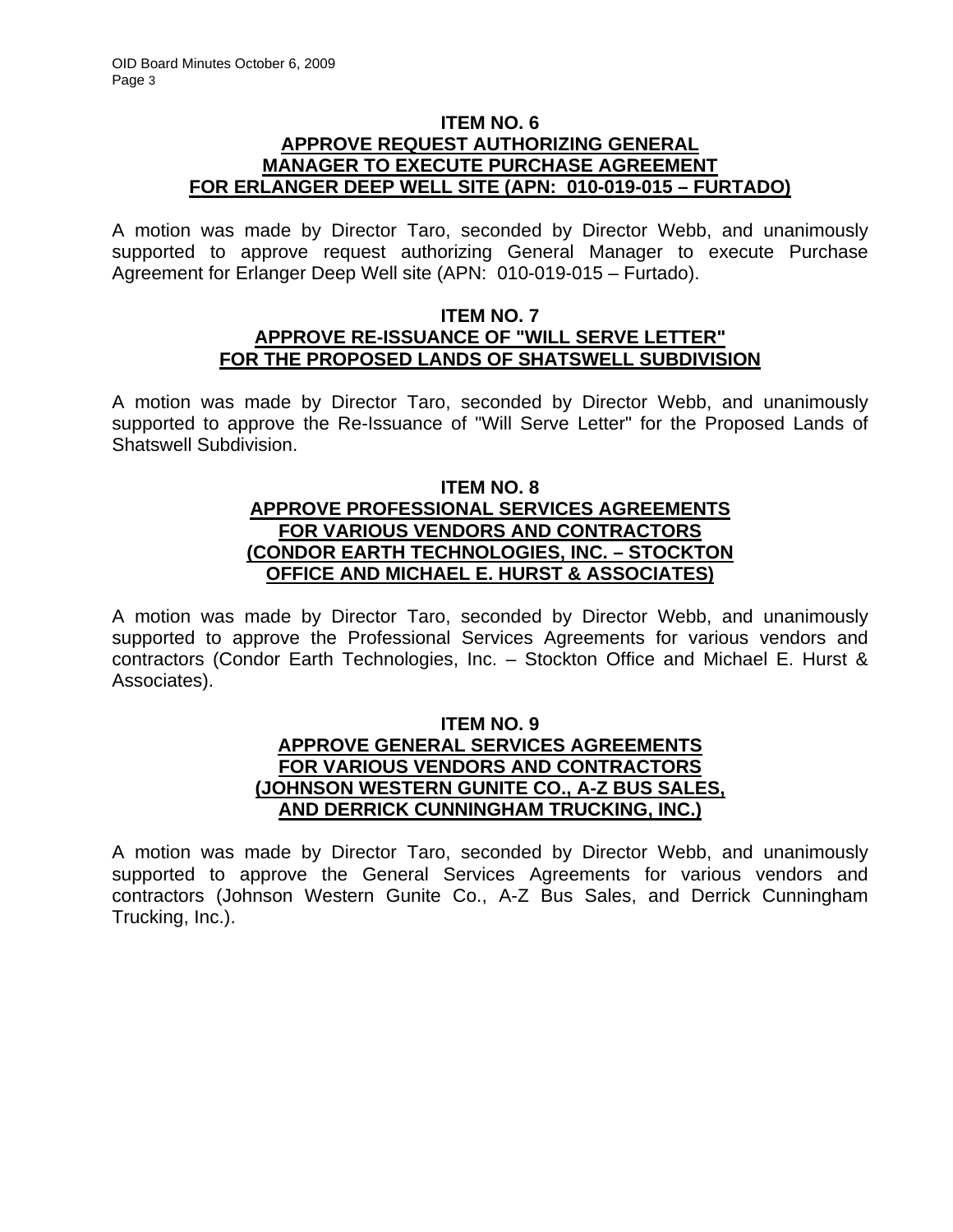**ITEM NO. 6**
**APPROVE REQUEST AUTHORIZING GENERAL MANAGER TO EXECUTE PURCHASE AGREEMENT FOR ERLANGER DEEP WELL SITE (APN: 010-019-015 – FURTADO)**

A motion was made by Director Taro, seconded by Director Webb, and unanimously supported to approve request authorizing General Manager to execute Purchase Agreement for Erlanger Deep Well site (APN: 010-019-015 – Furtado).

**ITEM NO. 7**
**APPROVE RE-ISSUANCE OF "WILL SERVE LETTER" FOR THE PROPOSED LANDS OF SHATSWELL SUBDIVISION**

A motion was made by Director Taro, seconded by Director Webb, and unanimously supported to approve the Re-Issuance of "Will Serve Letter" for the Proposed Lands of Shatswell Subdivision.

**ITEM NO. 8**
**APPROVE PROFESSIONAL SERVICES AGREEMENTS FOR VARIOUS VENDORS AND CONTRACTORS (CONDOR EARTH TECHNOLOGIES, INC. – STOCKTON OFFICE AND MICHAEL E. HURST & ASSOCIATES)**

A motion was made by Director Taro, seconded by Director Webb, and unanimously supported to approve the Professional Services Agreements for various vendors and contractors (Condor Earth Technologies, Inc. – Stockton Office and Michael E. Hurst & Associates).

**ITEM NO. 9**
**APPROVE GENERAL SERVICES AGREEMENTS FOR VARIOUS VENDORS AND CONTRACTORS (JOHNSON WESTERN GUNITE CO., A-Z BUS SALES, AND DERRICK CUNNINGHAM TRUCKING, INC.)**

A motion was made by Director Taro, seconded by Director Webb, and unanimously supported to approve the General Services Agreements for various vendors and contractors (Johnson Western Gunite Co., A-Z Bus Sales, and Derrick Cunningham Trucking, Inc.).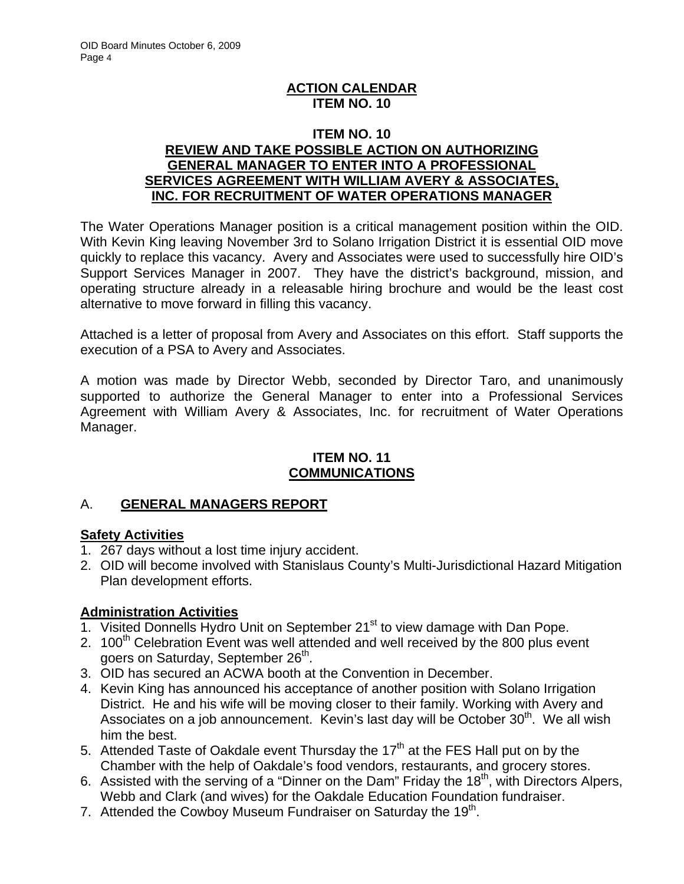## ACTION CALENDAR
## ITEM NO. 10

### ITEM NO. 10
### REVIEW AND TAKE POSSIBLE ACTION ON AUTHORIZING GENERAL MANAGER TO ENTER INTO A PROFESSIONAL SERVICES AGREEMENT WITH WILLIAM AVERY & ASSOCIATES, INC. FOR RECRUITMENT OF WATER OPERATIONS MANAGER

The Water Operations Manager position is a critical management position within the OID. With Kevin King leaving November 3rd to Solano Irrigation District it is essential OID move quickly to replace this vacancy. Avery and Associates were used to successfully hire OID's Support Services Manager in 2007. They have the district's background, mission, and operating structure already in a releasable hiring brochure and would be the least cost alternative to move forward in filling this vacancy.

Attached is a letter of proposal from Avery and Associates on this effort. Staff supports the execution of a PSA to Avery and Associates.

A motion was made by Director Webb, seconded by Director Taro, and unanimously supported to authorize the General Manager to enter into a Professional Services Agreement with William Avery & Associates, Inc. for recruitment of Water Operations Manager.

## ITEM NO. 11
## COMMUNICATIONS

### A. GENERAL MANAGERS REPORT

**Safety Activities**

1. 267 days without a lost time injury accident.
2. OID will become involved with Stanislaus County's Multi-Jurisdictional Hazard Mitigation Plan development efforts.

**Administration Activities**

1. Visited Donnells Hydro Unit on September 21st to view damage with Dan Pope.
2. 100th Celebration Event was well attended and well received by the 800 plus event goers on Saturday, September 26th.
3. OID has secured an ACWA booth at the Convention in December.
4. Kevin King has announced his acceptance of another position with Solano Irrigation District. He and his wife will be moving closer to their family. Working with Avery and Associates on a job announcement. Kevin's last day will be October 30th. We all wish him the best.
5. Attended Taste of Oakdale event Thursday the 17th at the FES Hall put on by the Chamber with the help of Oakdale's food vendors, restaurants, and grocery stores.
6. Assisted with the serving of a "Dinner on the Dam" Friday the 18th, with Directors Alpers, Webb and Clark (and wives) for the Oakdale Education Foundation fundraiser.
7. Attended the Cowboy Museum Fundraiser on Saturday the 19th.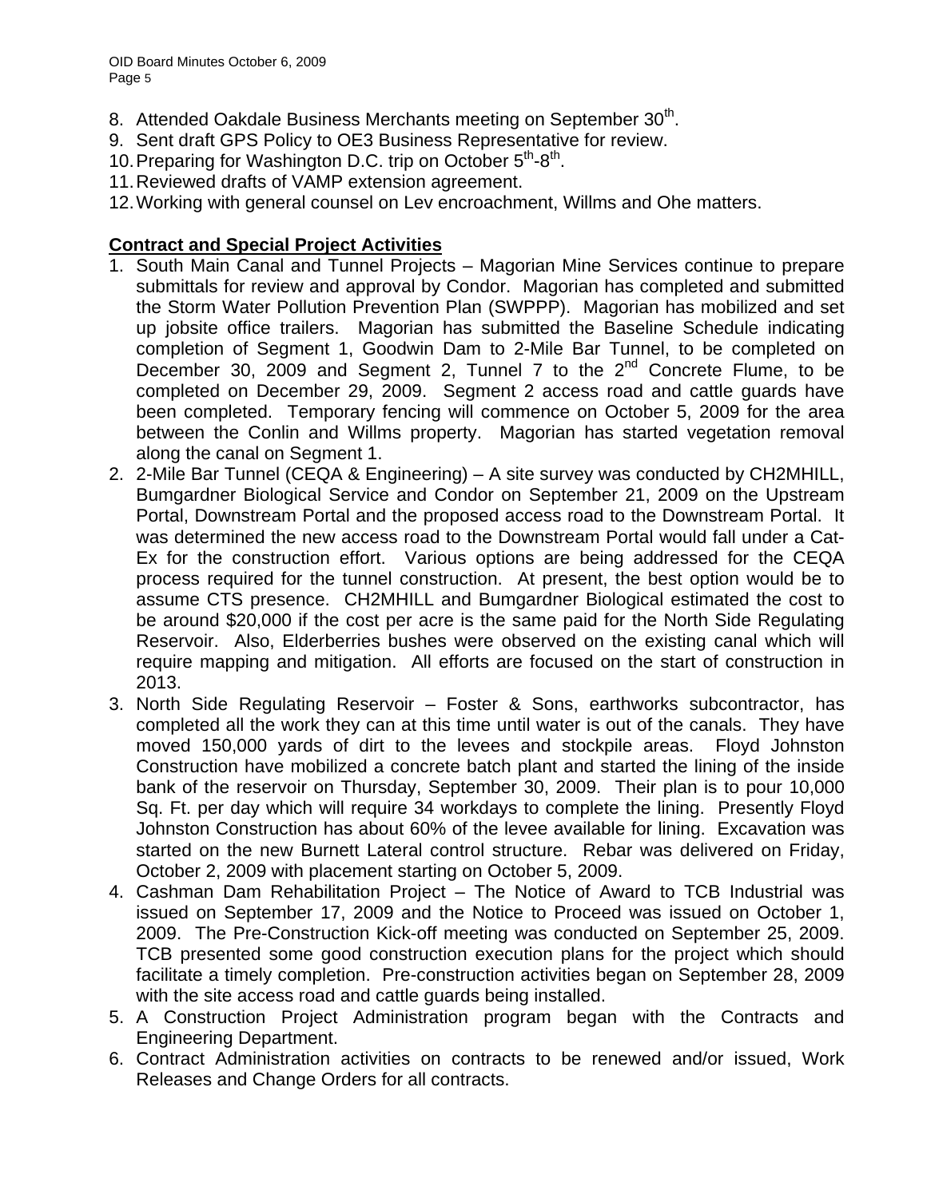8. Attended Oakdale Business Merchants meeting on September 30th.
9. Sent draft GPS Policy to OE3 Business Representative for review.
10. Preparing for Washington D.C. trip on October 5th-8th.
11. Reviewed drafts of VAMP extension agreement.
12. Working with general counsel on Lev encroachment, Willms and Ohe matters.

**Contract and Special Project Activities**

1. South Main Canal and Tunnel Projects – Magorian Mine Services continue to prepare submittals for review and approval by Condor. Magorian has completed and submitted the Storm Water Pollution Prevention Plan (SWPPP). Magorian has mobilized and set up jobsite office trailers. Magorian has submitted the Baseline Schedule indicating completion of Segment 1, Goodwin Dam to 2-Mile Bar Tunnel, to be completed on December 30, 2009 and Segment 2, Tunnel 7 to the 2nd Concrete Flume, to be completed on December 29, 2009. Segment 2 access road and cattle guards have been completed. Temporary fencing will commence on October 5, 2009 for the area between the Conlin and Willms property. Magorian has started vegetation removal along the canal on Segment 1.
2. 2-Mile Bar Tunnel (CEQA & Engineering) – A site survey was conducted by CH2MHILL, Bumgardner Biological Service and Condor on September 21, 2009 on the Upstream Portal, Downstream Portal and the proposed access road to the Downstream Portal. It was determined the new access road to the Downstream Portal would fall under a Cat-Ex for the construction effort. Various options are being addressed for the CEQA process required for the tunnel construction. At present, the best option would be to assume CTS presence. CH2MHILL and Bumgardner Biological estimated the cost to be around $20,000 if the cost per acre is the same paid for the North Side Regulating Reservoir. Also, Elderberries bushes were observed on the existing canal which will require mapping and mitigation. All efforts are focused on the start of construction in 2013.
3. North Side Regulating Reservoir – Foster & Sons, earthworks subcontractor, has completed all the work they can at this time until water is out of the canals. They have moved 150,000 yards of dirt to the levees and stockpile areas. Floyd Johnston Construction have mobilized a concrete batch plant and started the lining of the inside bank of the reservoir on Thursday, September 30, 2009. Their plan is to pour 10,000 Sq. Ft. per day which will require 34 workdays to complete the lining. Presently Floyd Johnston Construction has about 60% of the levee available for lining. Excavation was started on the new Burnett Lateral control structure. Rebar was delivered on Friday, October 2, 2009 with placement starting on October 5, 2009.
4. Cashman Dam Rehabilitation Project – The Notice of Award to TCB Industrial was issued on September 17, 2009 and the Notice to Proceed was issued on October 1, 2009. The Pre-Construction Kick-off meeting was conducted on September 25, 2009. TCB presented some good construction execution plans for the project which should facilitate a timely completion. Pre-construction activities began on September 28, 2009 with the site access road and cattle guards being installed.
5. A Construction Project Administration program began with the Contracts and Engineering Department.
6. Contract Administration activities on contracts to be renewed and/or issued, Work Releases and Change Orders for all contracts.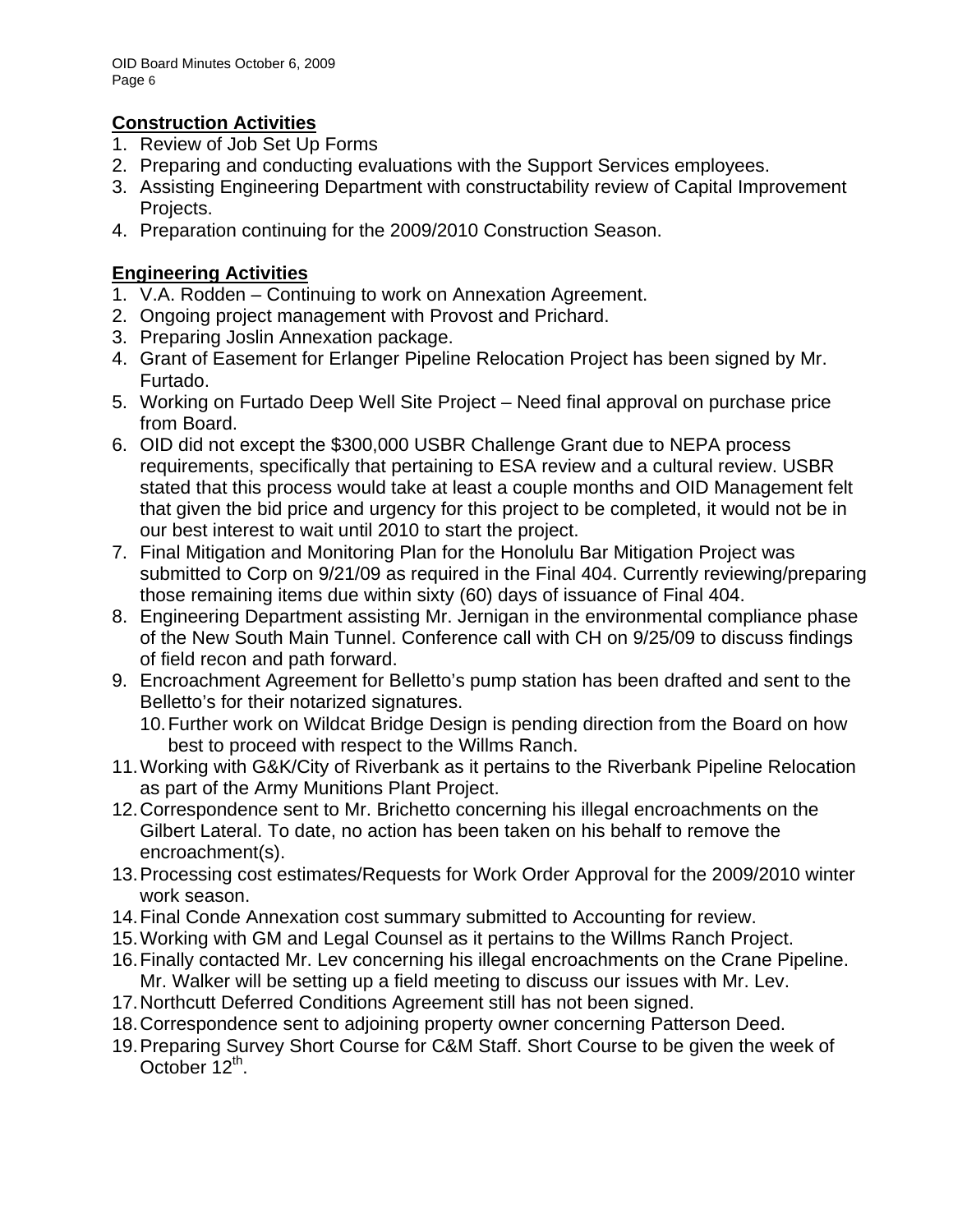## Construction Activities

1. Review of Job Set Up Forms
2. Preparing and conducting evaluations with the Support Services employees.
3. Assisting Engineering Department with constructability review of Capital Improvement Projects.
4. Preparation continuing for the 2009/2010 Construction Season.

## Engineering Activities

1. V.A. Rodden – Continuing to work on Annexation Agreement.
2. Ongoing project management with Provost and Prichard.
3. Preparing Joslin Annexation package.
4. Grant of Easement for Erlanger Pipeline Relocation Project has been signed by Mr. Furtado.
5. Working on Furtado Deep Well Site Project – Need final approval on purchase price from Board.
6. OID did not except the $300,000 USBR Challenge Grant due to NEPA process requirements, specifically that pertaining to ESA review and a cultural review. USBR stated that this process would take at least a couple months and OID Management felt that given the bid price and urgency for this project to be completed, it would not be in our best interest to wait until 2010 to start the project.
7. Final Mitigation and Monitoring Plan for the Honolulu Bar Mitigation Project was submitted to Corp on 9/21/09 as required in the Final 404. Currently reviewing/preparing those remaining items due within sixty (60) days of issuance of Final 404.
8. Engineering Department assisting Mr. Jernigan in the environmental compliance phase of the New South Main Tunnel. Conference call with CH on 9/25/09 to discuss findings of field recon and path forward.
9. Encroachment Agreement for Belletto's pump station has been drafted and sent to the Belletto's for their notarized signatures.
10. Further work on Wildcat Bridge Design is pending direction from the Board on how best to proceed with respect to the Willms Ranch.
11. Working with G&K/City of Riverbank as it pertains to the Riverbank Pipeline Relocation as part of the Army Munitions Plant Project.
12. Correspondence sent to Mr. Brichetto concerning his illegal encroachments on the Gilbert Lateral. To date, no action has been taken on his behalf to remove the encroachment(s).
13. Processing cost estimates/Requests for Work Order Approval for the 2009/2010 winter work season.
14. Final Conde Annexation cost summary submitted to Accounting for review.
15. Working with GM and Legal Counsel as it pertains to the Willms Ranch Project.
16. Finally contacted Mr. Lev concerning his illegal encroachments on the Crane Pipeline. Mr. Walker will be setting up a field meeting to discuss our issues with Mr. Lev.
17. Northcutt Deferred Conditions Agreement still has not been signed.
18. Correspondence sent to adjoining property owner concerning Patterson Deed.
19. Preparing Survey Short Course for C&M Staff. Short Course to be given the week of October 12th.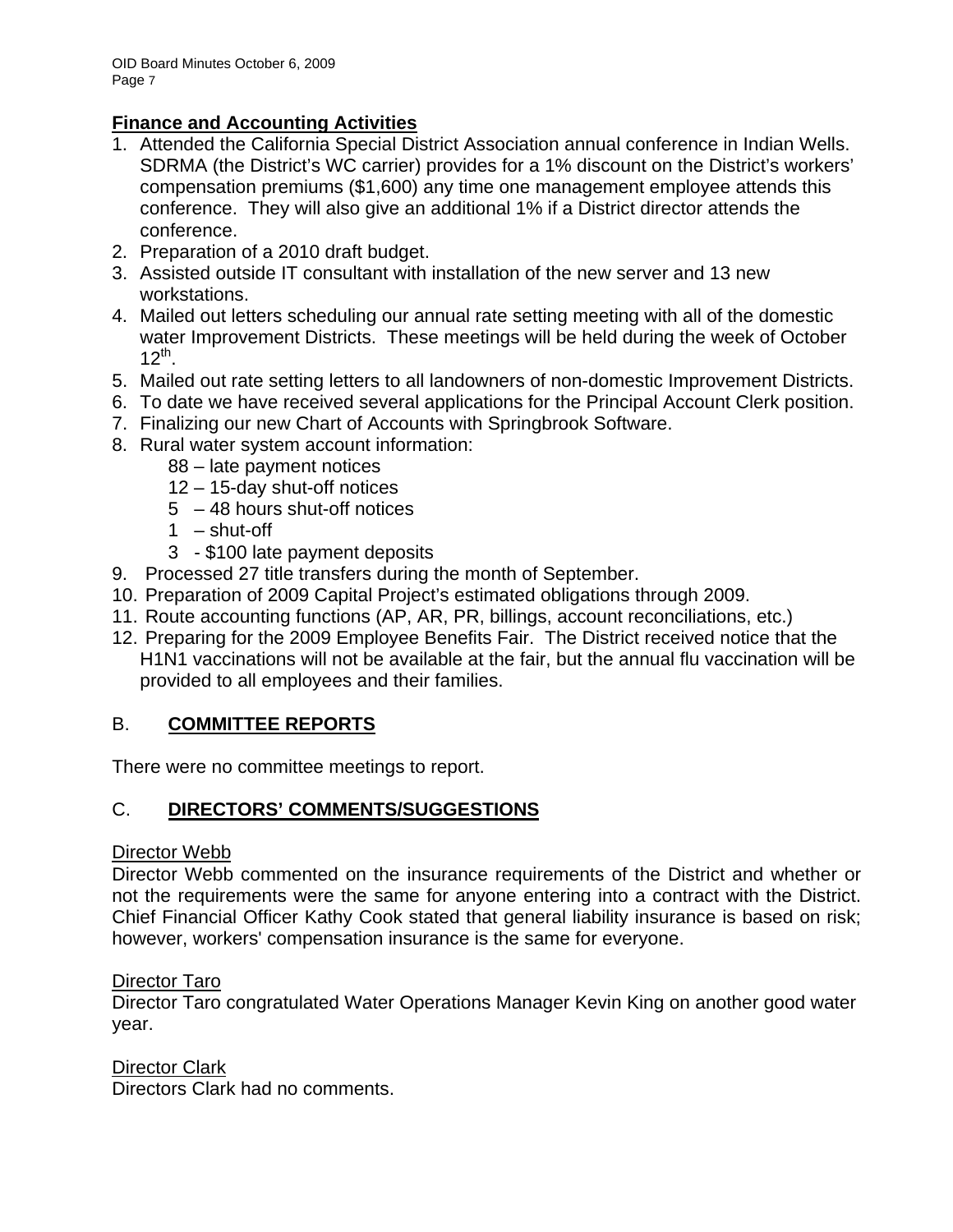**Finance and Accounting Activities**

1. Attended the California Special District Association annual conference in Indian Wells. SDRMA (the District's WC carrier) provides for a 1% discount on the District's workers' compensation premiums ($1,600) any time one management employee attends this conference. They will also give an additional 1% if a District director attends the conference.
2. Preparation of a 2010 draft budget.
3. Assisted outside IT consultant with installation of the new server and 13 new workstations.
4. Mailed out letters scheduling our annual rate setting meeting with all of the domestic water Improvement Districts. These meetings will be held during the week of October 12th.
5. Mailed out rate setting letters to all landowners of non-domestic Improvement Districts.
6. To date we have received several applications for the Principal Account Clerk position.
7. Finalizing our new Chart of Accounts with Springbrook Software.
8. Rural water system account information:
   - 88 – late payment notices
   - 12 – 15-day shut-off notices
   - 5 – 48 hours shut-off notices
   - 1 – shut-off
   - 3 - $100 late payment deposits
9. Processed 27 title transfers during the month of September.
10. Preparation of 2009 Capital Project's estimated obligations through 2009.
11. Route accounting functions (AP, AR, PR, billings, account reconciliations, etc.)
12. Preparing for the 2009 Employee Benefits Fair. The District received notice that the H1N1 vaccinations will not be available at the fair, but the annual flu vaccination will be provided to all employees and their families.

## B. **COMMITTEE REPORTS**

There were no committee meetings to report.

## C. **DIRECTORS' COMMENTS/SUGGESTIONS**

Director Webb

Director Webb commented on the insurance requirements of the District and whether or not the requirements were the same for anyone entering into a contract with the District. Chief Financial Officer Kathy Cook stated that general liability insurance is based on risk; however, workers' compensation insurance is the same for everyone.

Director Taro

Director Taro congratulated Water Operations Manager Kevin King on another good water year.

Director Clark

Directors Clark had no comments.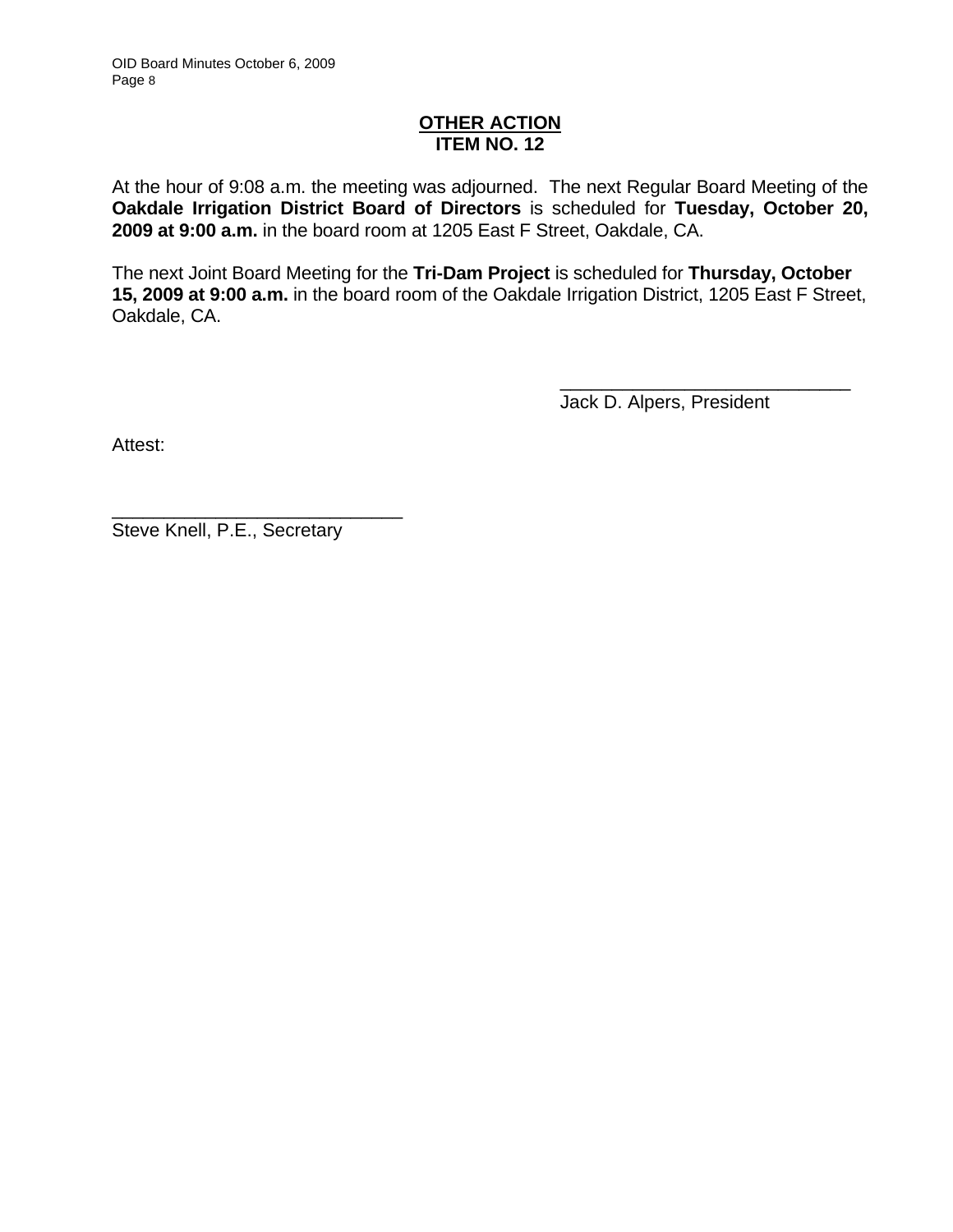**OTHER ACTION**
**ITEM NO. 12**

At the hour of 9:08 a.m. the meeting was adjourned. The next Regular Board Meeting of the **Oakdale Irrigation District Board of Directors** is scheduled for **Tuesday, October 20, 2009 at 9:00 a.m.** in the board room at 1205 East F Street, Oakdale, CA.

The next Joint Board Meeting for the **Tri-Dam Project** is scheduled for **Thursday, October 15, 2009 at 9:00 a.m.** in the board room of the Oakdale Irrigation District, 1205 East F Street, Oakdale, CA.

____________________________
Jack D. Alpers, President

Attest:

____________________________
Steve Knell, P.E., Secretary